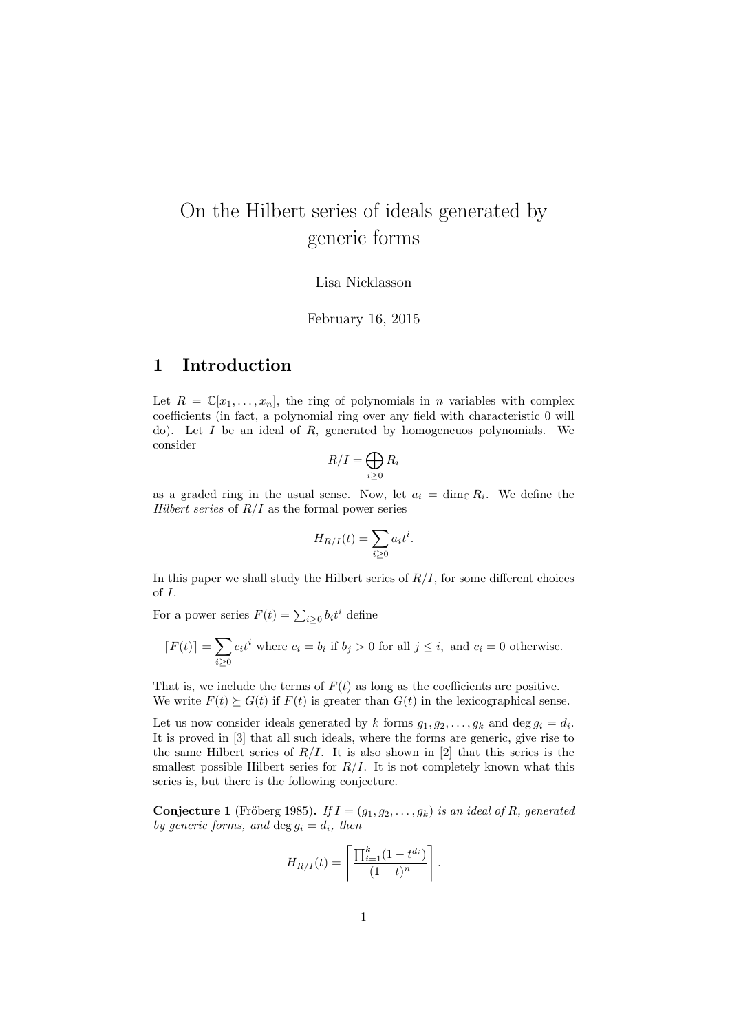# On the Hilbert series of ideals generated by generic forms

Lisa Nicklasson

February 16, 2015

## 1 Introduction

Let $R = \mathbb{C}[x_1, \ldots, x_n]$, the ring of polynomials in $n$ variables with complex coefficients (in fact, a polynomial ring over any field with characteristic 0 will do). Let $I$ be an ideal of $R$, generated by homogeneuos polynomials. We consider

$$R/I = \bigoplus_{i \geq 0} R_i$$

as a graded ring in the usual sense. Now, let $a_i = \dim_{\mathbb{C}} R_i$. We define the *Hilbert series* of $R/I$ as the formal power series

$$H_{R/I}(t) = \sum_{i \geq 0} a_i t^i.$$

In this paper we shall study the Hilbert series of $R/I$, for some different choices of $I$.

For a power series $F(t) = \sum_{i \geq 0} b_i t^i$ define

$$\lceil F(t) \rceil = \sum_{i \geq 0} c_i t^i \text{ where } c_i = b_i \text{ if } b_j > 0 \text{ for all } j \leq i, \text{ and } c_i = 0 \text{ otherwise.}$$

That is, we include the terms of $F(t)$ as long as the coefficients are positive. We write $F(t) \succeq G(t)$ if $F(t)$ is greater than $G(t)$ in the lexicographical sense.

Let us now consider ideals generated by $k$ forms $g_1, g_2, \ldots, g_k$ and $\deg g_i = d_i$. It is proved in [3] that all such ideals, where the forms are generic, give rise to the same Hilbert series of $R/I$. It is also shown in [2] that this series is the smallest possible Hilbert series for $R/I$. It is not completely known what this series is, but there is the following conjecture.

**Conjecture 1** (Fröberg 1985)**.** *If $I = (g_1, g_2, \ldots, g_k)$ is an ideal of $R$, generated by generic forms, and $\deg g_i = d_i$, then*

$$H_{R/I}(t) = \left\lceil \frac{\prod_{i=1}^{k}(1 - t^{d_i})}{(1 - t)^n} \right\rceil.$$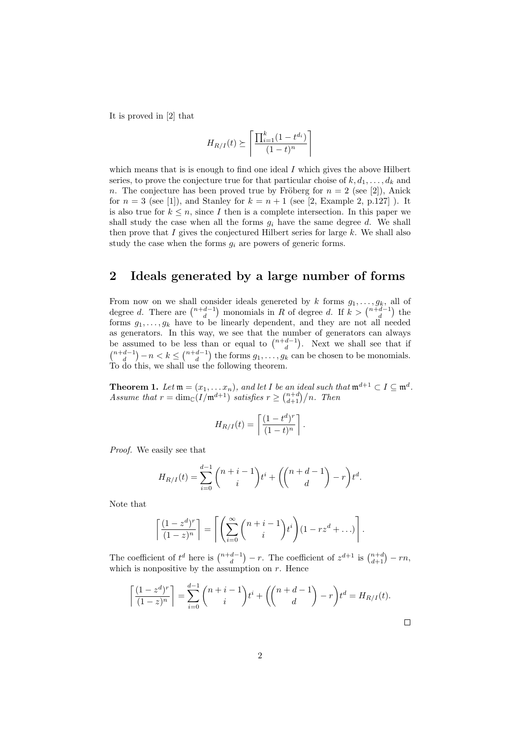It is proved in [2] that

$$H_{R/I}(t) \succeq \left\lceil \frac{\prod_{i=1}^{k}(1-t^{d_i})}{(1-t)^n} \right\rceil$$

which means that is is enough to find one ideal $I$ which gives the above Hilbert series, to prove the conjecture true for that particular choise of $k, d_1, \ldots, d_k$ and $n$. The conjecture has been proved true by Fröberg for $n = 2$ (see [2]), Anick for $n = 3$ (see [1]), and Stanley for $k = n + 1$ (see [2, Example 2, p.127] ). It is also true for $k \leq n$, since $I$ then is a complete intersection. In this paper we shall study the case when all the forms $g_i$ have the same degree $d$. We shall then prove that $I$ gives the conjectured Hilbert series for large $k$. We shall also study the case when the forms $g_i$ are powers of generic forms.

## 2 Ideals generated by a large number of forms

From now on we shall consider ideals genereted by $k$ forms $g_1, \ldots, g_k$, all of degree $d$. There are $\binom{n+d-1}{d}$ monomials in $R$ of degree $d$. If $k > \binom{n+d-1}{d}$ the forms $g_1, \ldots, g_k$ have to be linearly dependent, and they are not all needed as generators. In this way, we see that the number of generators can always be assumed to be less than or equal to $\binom{n+d-1}{d}$. Next we shall see that if $\binom{n+d-1}{d} - n < k \leq \binom{n+d-1}{d}$ the forms $g_1, \ldots, g_k$ can be chosen to be monomials. To do this, we shall use the following theorem.

**Theorem 1.** *Let $\mathfrak{m} = (x_1, \ldots x_n)$, and let $I$ be an ideal such that $\mathfrak{m}^{d+1} \subset I \subseteq \mathfrak{m}^d$. Assume that $r = \dim_{\mathbb{C}}(I/\mathfrak{m}^{d+1})$ satisfies $r \geq \binom{n+d}{d+1}/n$. Then*

$$H_{R/I}(t) = \left\lceil \frac{(1-t^d)^r}{(1-t)^n} \right\rceil.$$

*Proof.* We easily see that

$$H_{R/I}(t) = \sum_{i=0}^{d-1} \binom{n+i-1}{i} t^i + \left( \binom{n+d-1}{d} - r \right) t^d.$$

Note that

$$\left\lceil \frac{(1-z^d)^r}{(1-z)^n} \right\rceil = \left\lceil \left( \sum_{i=0}^{\infty} \binom{n+i-1}{i} t^i \right) (1 - rz^d + \ldots) \right\rceil.$$

The coefficient of $t^d$ here is $\binom{n+d-1}{d} - r$. The coefficient of $z^{d+1}$ is $\binom{n+d}{d+1} - rn$, which is nonpositive by the assumption on $r$. Hence

$$\left\lceil \frac{(1-z^d)^r}{(1-z)^n} \right\rceil = \sum_{i=0}^{d-1} \binom{n+i-1}{i} t^i + \left( \binom{n+d-1}{d} - r \right) t^d = H_{R/I}(t).$$

□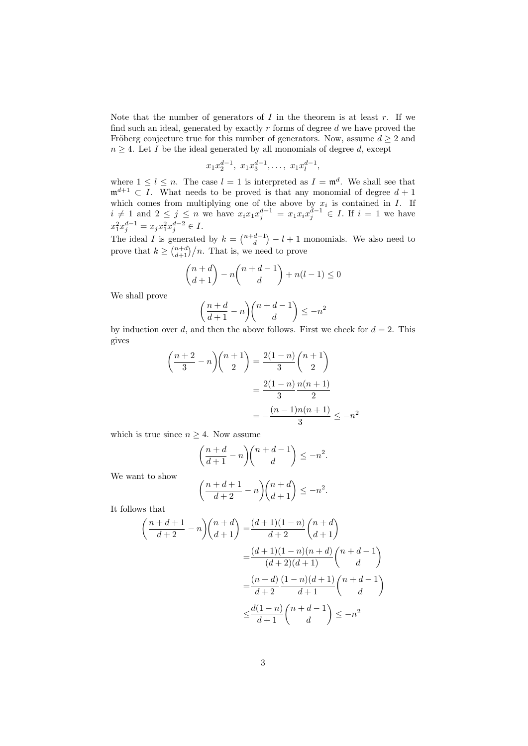Note that the number of generators of $I$ in the theorem is at least $r$. If we find such an ideal, generated by exactly $r$ forms of degree $d$ we have proved the Fröberg conjecture true for this number of generators. Now, assume $d \geq 2$ and $n \geq 4$. Let $I$ be the ideal generated by all monomials of degree $d$, except

$$x_1 x_2^{d-1},\ x_1 x_3^{d-1}, \dots,\ x_1 x_l^{d-1},$$

where $1 \leq l \leq n$. The case $l = 1$ is interpreted as $I = \mathfrak{m}^d$. We shall see that $\mathfrak{m}^{d+1} \subset I$. What needs to be proved is that any monomial of degree $d+1$ which comes from multiplying one of the above by $x_i$ is contained in $I$. If $i \neq 1$ and $2 \leq j \leq n$ we have $x_i x_1 x_j^{d-1} = x_1 x_i x_j^{d-1} \in I$. If $i = 1$ we have $x_1^2 x_j^{d-1} = x_j x_1^2 x_j^{d-2} \in I$.

The ideal $I$ is generated by $k = \binom{n+d-1}{d} - l + 1$ monomials. We also need to prove that $k \geq \binom{n+d}{d+1}/n$. That is, we need to prove

$$\binom{n+d}{d+1} - n\binom{n+d-1}{d} + n(l-1) \leq 0$$

We shall prove

$$\left(\frac{n+d}{d+1} - n\right)\binom{n+d-1}{d} \leq -n^2$$

by induction over $d$, and then the above follows. First we check for $d = 2$. This gives

$$\begin{aligned}
\left(\frac{n+2}{3} - n\right)\binom{n+1}{2} &= \frac{2(1-n)}{3}\binom{n+1}{2} \\
&= \frac{2(1-n)}{3}\frac{n(n+1)}{2} \\
&= -\frac{(n-1)n(n+1)}{3} \leq -n^2
\end{aligned}$$

which is true since $n \geq 4$. Now assume

$$\left(\frac{n+d}{d+1} - n\right)\binom{n+d-1}{d} \leq -n^2.$$

We want to show

$$\left(\frac{n+d+1}{d+2} - n\right)\binom{n+d}{d+1} \leq -n^2.$$

It follows that

$$\begin{aligned}
\left(\frac{n+d+1}{d+2} - n\right)\binom{n+d}{d+1} =& \frac{(d+1)(1-n)}{d+2}\binom{n+d}{d+1} \\
=& \frac{(d+1)(1-n)(n+d)}{(d+2)(d+1)}\binom{n+d-1}{d} \\
=& \frac{(n+d)}{d+2}\frac{(1-n)(d+1)}{d+1}\binom{n+d-1}{d} \\
\leq& \frac{d(1-n)}{d+1}\binom{n+d-1}{d} \leq -n^2
\end{aligned}$$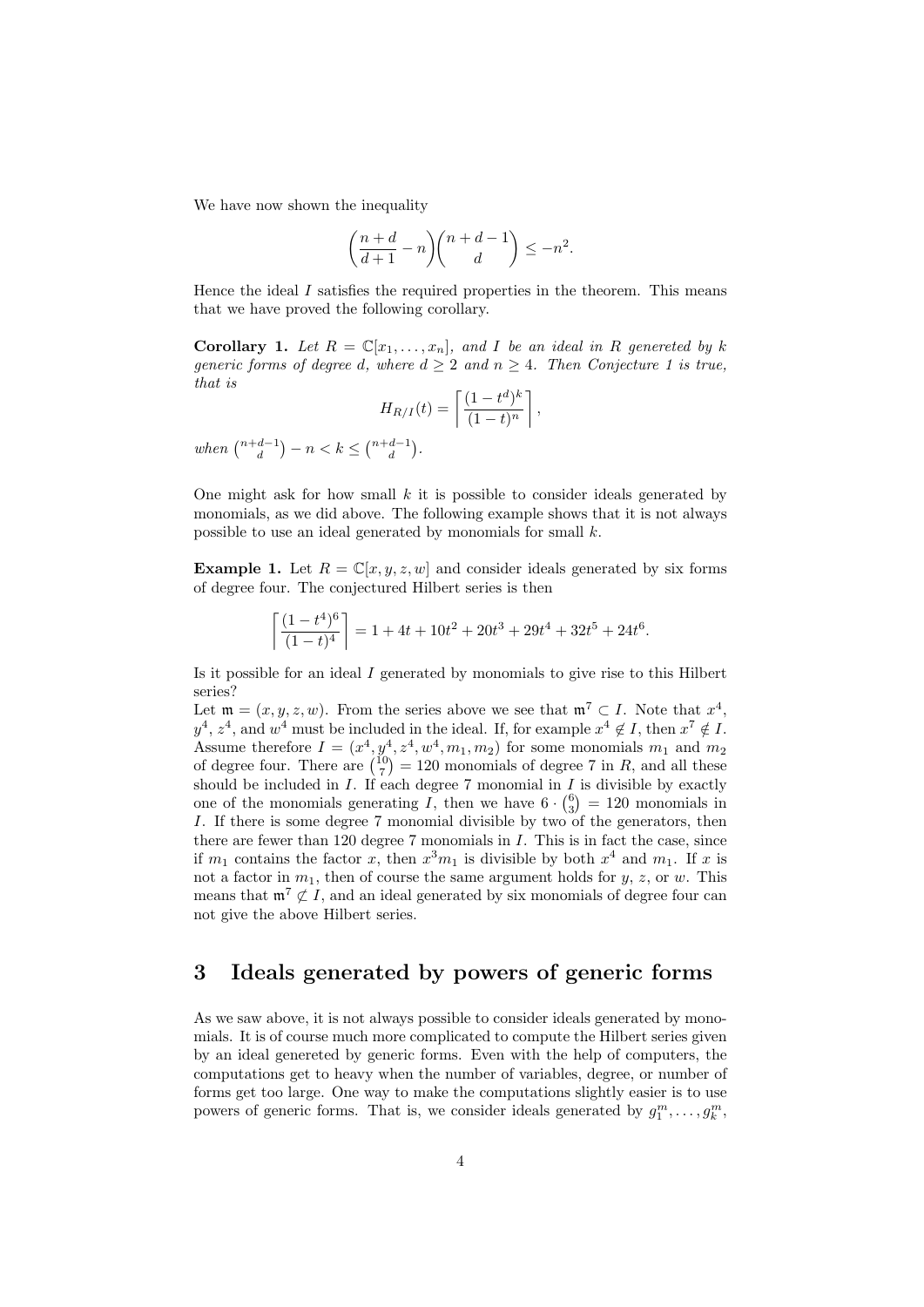We have now shown the inequality

$$\left(\frac{n+d}{d+1} - n\right)\binom{n+d-1}{d} \leq -n^2.$$

Hence the ideal $I$ satisfies the required properties in the theorem. This means that we have proved the following corollary.

**Corollary 1.** *Let $R = \mathbb{C}[x_1, \dots, x_n]$, and $I$ be an ideal in $R$ genereted by $k$ generic forms of degree $d$, where $d \geq 2$ and $n \geq 4$. Then Conjecture 1 is true, that is*

$$H_{R/I}(t) = \left\lceil \frac{(1-t^d)^k}{(1-t)^n} \right\rceil,$$

*when $\binom{n+d-1}{d} - n < k \leq \binom{n+d-1}{d}$.*

One might ask for how small $k$ it is possible to consider ideals generated by monomials, as we did above. The following example shows that it is not always possible to use an ideal generated by monomials for small $k$.

**Example 1.** Let $R = \mathbb{C}[x, y, z, w]$ and consider ideals generated by six forms of degree four. The conjectured Hilbert series is then

$$\left\lceil \frac{(1-t^4)^6}{(1-t)^4} \right\rceil = 1 + 4t + 10t^2 + 20t^3 + 29t^4 + 32t^5 + 24t^6.$$

Is it possible for an ideal $I$ generated by monomials to give rise to this Hilbert series?

Let $\mathfrak{m} = (x, y, z, w)$. From the series above we see that $\mathfrak{m}^7 \subset I$. Note that $x^4$, $y^4$, $z^4$, and $w^4$ must be included in the ideal. If, for example $x^4 \notin I$, then $x^7 \notin I$. Assume therefore $I = (x^4, y^4, z^4, w^4, m_1, m_2)$ for some monomials $m_1$ and $m_2$ of degree four. There are $\binom{10}{7} = 120$ monomials of degree 7 in $R$, and all these should be included in $I$. If each degree 7 monomial in $I$ is divisible by exactly one of the monomials generating $I$, then we have $6 \cdot \binom{6}{3} = 120$ monomials in $I$. If there is some degree 7 monomial divisible by two of the generators, then there are fewer than 120 degree 7 monomials in $I$. This is in fact the case, since if $m_1$ contains the factor $x$, then $x^3 m_1$ is divisible by both $x^4$ and $m_1$. If $x$ is not a factor in $m_1$, then of course the same argument holds for $y$, $z$, or $w$. This means that $\mathfrak{m}^7 \not\subset I$, and an ideal generated by six monomials of degree four can not give the above Hilbert series.

## 3 Ideals generated by powers of generic forms

As we saw above, it is not always possible to consider ideals generated by monomials. It is of course much more complicated to compute the Hilbert series given by an ideal genereted by generic forms. Even with the help of computers, the computations get to heavy when the number of variables, degree, or number of forms get too large. One way to make the computations slightly easier is to use powers of generic forms. That is, we consider ideals generated by $g_1^m, \dots, g_k^m$,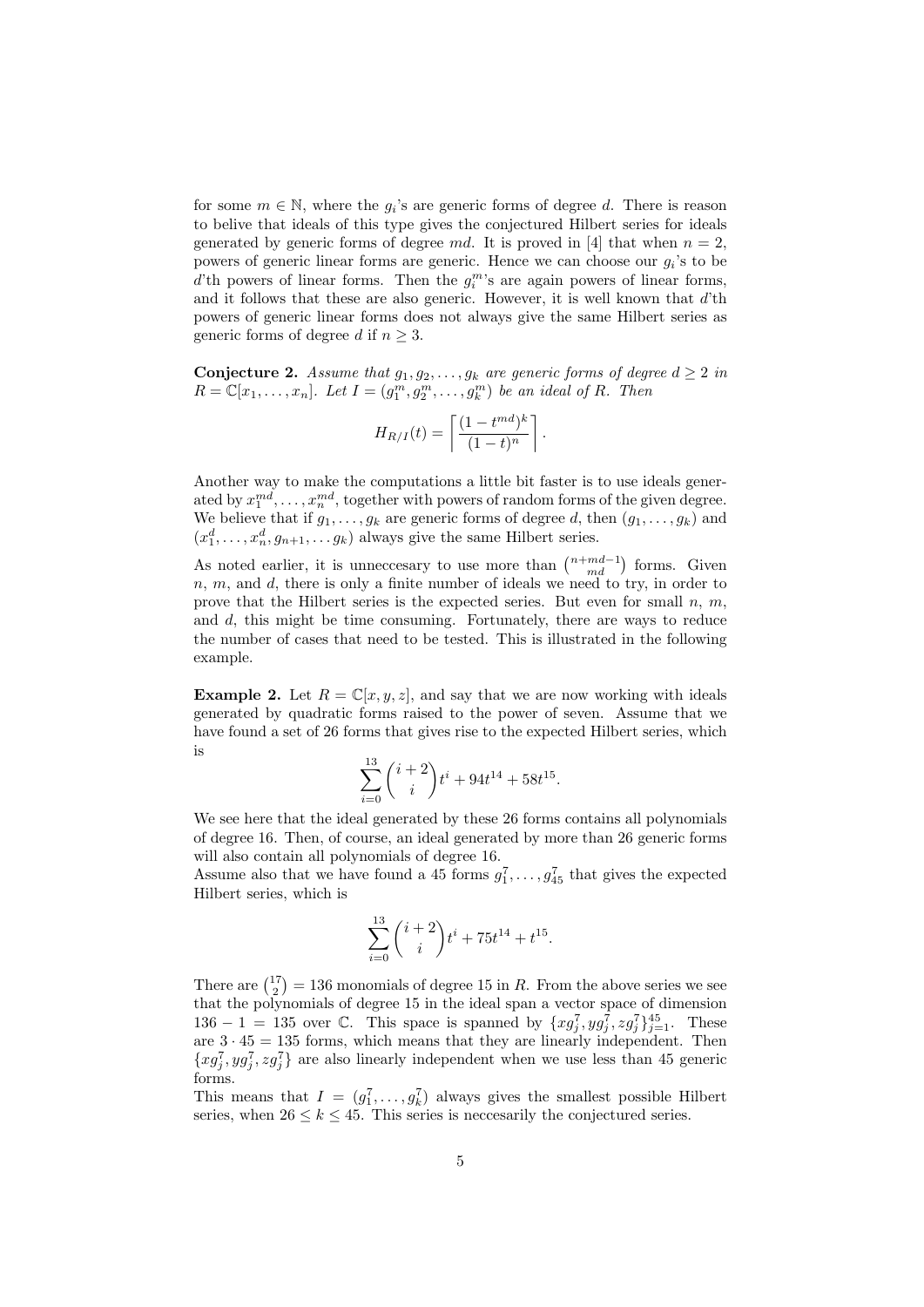for some $m \in \mathbb{N}$, where the $g_i$'s are generic forms of degree $d$. There is reason to belive that ideals of this type gives the conjectured Hilbert series for ideals generated by generic forms of degree $md$. It is proved in [4] that when $n = 2$, powers of generic linear forms are generic. Hence we can choose our $g_i$'s to be $d$'th powers of linear forms. Then the $g_i^m$'s are again powers of linear forms, and it follows that these are also generic. However, it is well known that $d$'th powers of generic linear forms does not always give the same Hilbert series as generic forms of degree $d$ if $n \geq 3$.

**Conjecture 2.** *Assume that $g_1, g_2, \ldots, g_k$ are generic forms of degree $d \geq 2$ in $R = \mathbb{C}[x_1, \ldots, x_n]$. Let $I = (g_1^m, g_2^m, \ldots, g_k^m)$ be an ideal of $R$. Then*

$$H_{R/I}(t) = \left\lceil \frac{(1 - t^{md})^k}{(1-t)^n} \right\rceil.$$

Another way to make the computations a little bit faster is to use ideals generated by $x_1^{md}, \ldots, x_n^{md}$, together with powers of random forms of the given degree. We believe that if $g_1, \ldots, g_k$ are generic forms of degree $d$, then $(g_1, \ldots, g_k)$ and $(x_1^d, \ldots, x_n^d, g_{n+1}, \ldots g_k)$ always give the same Hilbert series.

As noted earlier, it is unneccesary to use more than $\binom{n+md-1}{md}$ forms. Given $n$, $m$, and $d$, there is only a finite number of ideals we need to try, in order to prove that the Hilbert series is the expected series. But even for small $n$, $m$, and $d$, this might be time consuming. Fortunately, there are ways to reduce the number of cases that need to be tested. This is illustrated in the following example.

**Example 2.** Let $R = \mathbb{C}[x, y, z]$, and say that we are now working with ideals generated by quadratic forms raised to the power of seven. Assume that we have found a set of 26 forms that gives rise to the expected Hilbert series, which is

$$\sum_{i=0}^{13} \binom{i+2}{i} t^i + 94t^{14} + 58t^{15}.$$

We see here that the ideal generated by these 26 forms contains all polynomials of degree 16. Then, of course, an ideal generated by more than 26 generic forms will also contain all polynomials of degree 16.

Assume also that we have found a 45 forms $g_1^7, \ldots, g_{45}^7$ that gives the expected Hilbert series, which is

$$\sum_{i=0}^{13} \binom{i+2}{i} t^i + 75t^{14} + t^{15}.$$

There are $\binom{17}{2} = 136$ monomials of degree 15 in $R$. From the above series we see that the polynomials of degree 15 in the ideal span a vector space of dimension $136 - 1 = 135$ over $\mathbb{C}$. This space is spanned by $\{xg_j^7, yg_j^7, zg_j^7\}_{j=1}^{45}$. These are $3 \cdot 45 = 135$ forms, which means that they are linearly independent. Then $\{xg_j^7, yg_j^7, zg_j^7\}$ are also linearly independent when we use less than 45 generic forms.

This means that $I = (g_1^7, \ldots, g_k^7)$ always gives the smallest possible Hilbert series, when $26 \leq k \leq 45$. This series is neccesarily the conjectured series.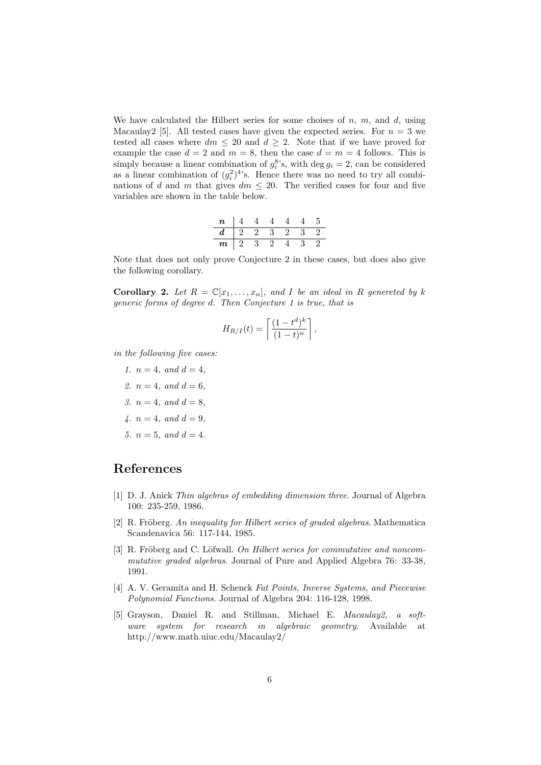We have calculated the Hilbert series for some choises of $n$, $m$, and $d$, using Macaulay2 [5]. All tested cases have given the expected series. For $n = 3$ we tested all cases where $dm \leq 20$ and $d \geq 2$. Note that if we have proved for example the case $d = 2$ and $m = 8$, then the case $d = m = 4$ follows. This is simply because a linear combination of $g_i^8$'s, with $\deg g_i = 2$, can be considered as a linear combination of $(g_i^2)^4$'s. Hence there was no need to try all combinations of $d$ and $m$ that gives $dm \leq 20$. The verified cases for four and five variables are shown in the table below.

| $\boldsymbol{n}$ | 4 | 4 | 4 | 4 | 4 | 5 |
|---|---|---|---|---|---|---|
| $\boldsymbol{d}$ | 2 | 2 | 3 | 2 | 3 | 2 |
| $\boldsymbol{m}$ | 2 | 3 | 2 | 4 | 3 | 2 |

Note that does not only prove Conjecture 2 in these cases, but does also give the following corollary.

**Corollary 2.** *Let $R = \mathbb{C}[x_1, \ldots, x_n]$, and $I$ be an ideal in $R$ genereted by $k$ generic forms of degree $d$. Then Conjecture 1 is true, that is*

$$H_{R/I}(t) = \left\lceil \frac{(1 - t^d)^k}{(1 - t)^n} \right\rceil,$$

*in the following five cases:*

1. *$n = 4$, and $d = 4$,*
2. *$n = 4$, and $d = 6$,*
3. *$n = 4$, and $d = 8$,*
4. *$n = 4$, and $d = 9$,*
5. *$n = 5$, and $d = 4$.*

## References

[1] D. J. Anick *Thin algebras of embedding dimension three.* Journal of Algebra 100: 235-259, 1986.

[2] R. Fröberg. *An inequality for Hilbert series of graded algebras.* Mathematica Scandenavica 56: 117-144, 1985.

[3] R. Fröberg and C. Löfwall. *On Hilbert series for commutative and noncommutative graded algebras.* Journal of Pure and Applied Algebra 76: 33-38, 1991.

[4] A. V. Geramita and H. Schenck *Fat Points, Inverse Systems, and Piecewise Polynomial Functions.* Journal of Algebra 204: 116-128, 1998.

[5] Grayson, Daniel R. and Stillman, Michael E. *Macaulay2, a software system for research in algebraic geometry.* Available at http://www.math.uiuc.edu/Macaulay2/